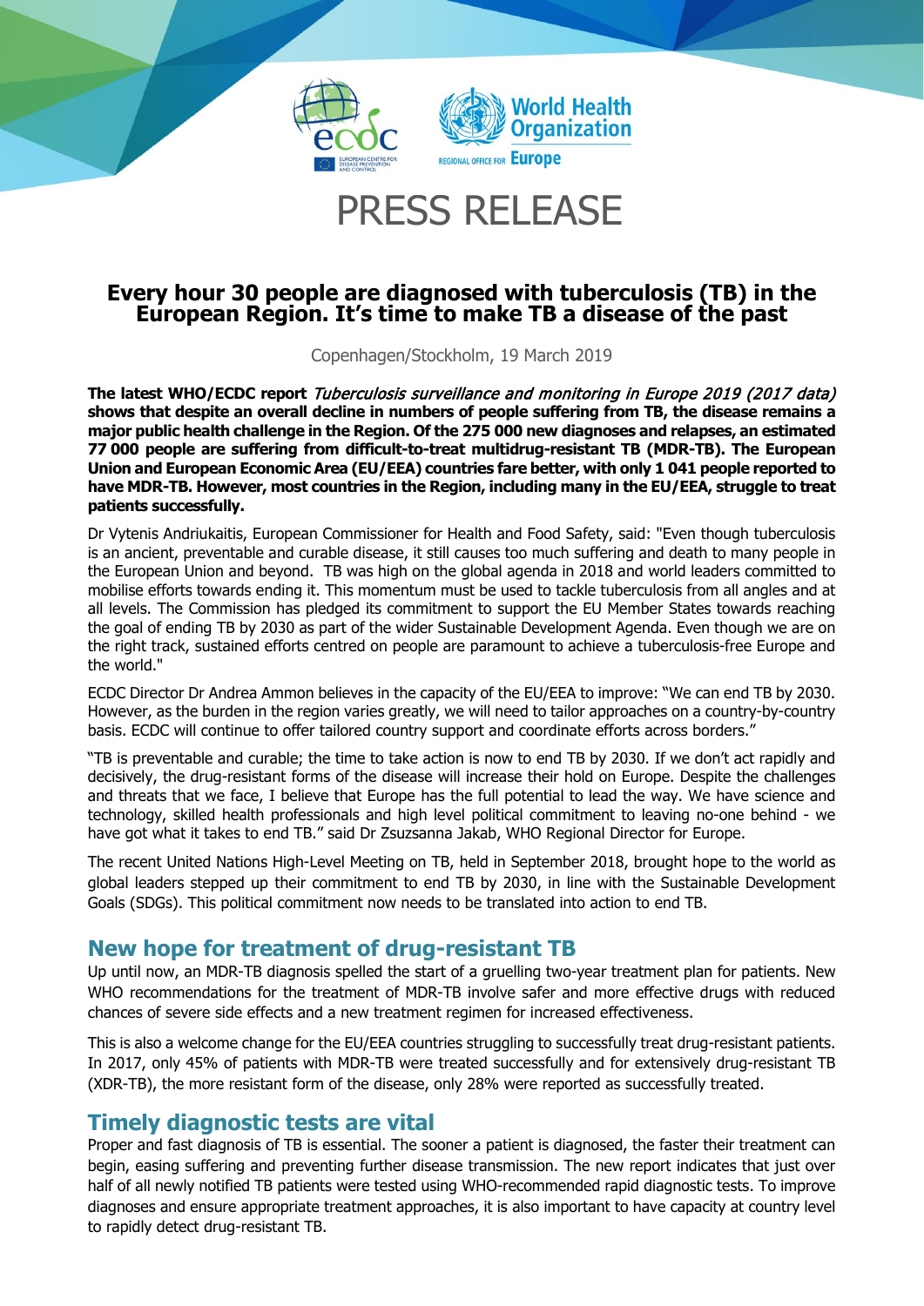# PRESS RELEASE

## Every hour 30 people are diagnosed with tuberculosis (TB) in the European Region. It's time to make TB a disease of the past

Copenhagen/Stockholm, 19 March 2019

**The latest WHO/ECDC report** ***Tuberculosis surveillance and monitoring in Europe 2019 (2017 data)*** **shows that despite an overall decline in numbers of people suffering from TB, the disease remains a major public health challenge in the Region. Of the 275 000 new diagnoses and relapses, an estimated 77 000 people are suffering from difficult-to-treat multidrug-resistant TB (MDR-TB). The European Union and European Economic Area (EU/EEA) countries fare better, with only 1 041 people reported to have MDR-TB. However, most countries in the Region, including many in the EU/EEA, struggle to treat patients successfully.**

Dr Vytenis Andriukaitis, European Commissioner for Health and Food Safety, said: "Even though tuberculosis is an ancient, preventable and curable disease, it still causes too much suffering and death to many people in the European Union and beyond. TB was high on the global agenda in 2018 and world leaders committed to mobilise efforts towards ending it. This momentum must be used to tackle tuberculosis from all angles and at all levels. The Commission has pledged its commitment to support the EU Member States towards reaching the goal of ending TB by 2030 as part of the wider Sustainable Development Agenda. Even though we are on the right track, sustained efforts centred on people are paramount to achieve a tuberculosis-free Europe and the world."

ECDC Director Dr Andrea Ammon believes in the capacity of the EU/EEA to improve: "We can end TB by 2030. However, as the burden in the region varies greatly, we will need to tailor approaches on a country-by-country basis. ECDC will continue to offer tailored country support and coordinate efforts across borders."

"TB is preventable and curable; the time to take action is now to end TB by 2030. If we don't act rapidly and decisively, the drug-resistant forms of the disease will increase their hold on Europe. Despite the challenges and threats that we face, I believe that Europe has the full potential to lead the way. We have science and technology, skilled health professionals and high level political commitment to leaving no-one behind - we have got what it takes to end TB." said Dr Zsuzsanna Jakab, WHO Regional Director for Europe.

The recent United Nations High-Level Meeting on TB, held in September 2018, brought hope to the world as global leaders stepped up their commitment to end TB by 2030, in line with the Sustainable Development Goals (SDGs). This political commitment now needs to be translated into action to end TB.

## New hope for treatment of drug-resistant TB

Up until now, an MDR-TB diagnosis spelled the start of a gruelling two-year treatment plan for patients. New WHO recommendations for the treatment of MDR-TB involve safer and more effective drugs with reduced chances of severe side effects and a new treatment regimen for increased effectiveness.

This is also a welcome change for the EU/EEA countries struggling to successfully treat drug-resistant patients. In 2017, only 45% of patients with MDR-TB were treated successfully and for extensively drug-resistant TB (XDR-TB), the more resistant form of the disease, only 28% were reported as successfully treated.

## Timely diagnostic tests are vital

Proper and fast diagnosis of TB is essential. The sooner a patient is diagnosed, the faster their treatment can begin, easing suffering and preventing further disease transmission. The new report indicates that just over half of all newly notified TB patients were tested using WHO-recommended rapid diagnostic tests. To improve diagnoses and ensure appropriate treatment approaches, it is also important to have capacity at country level to rapidly detect drug-resistant TB.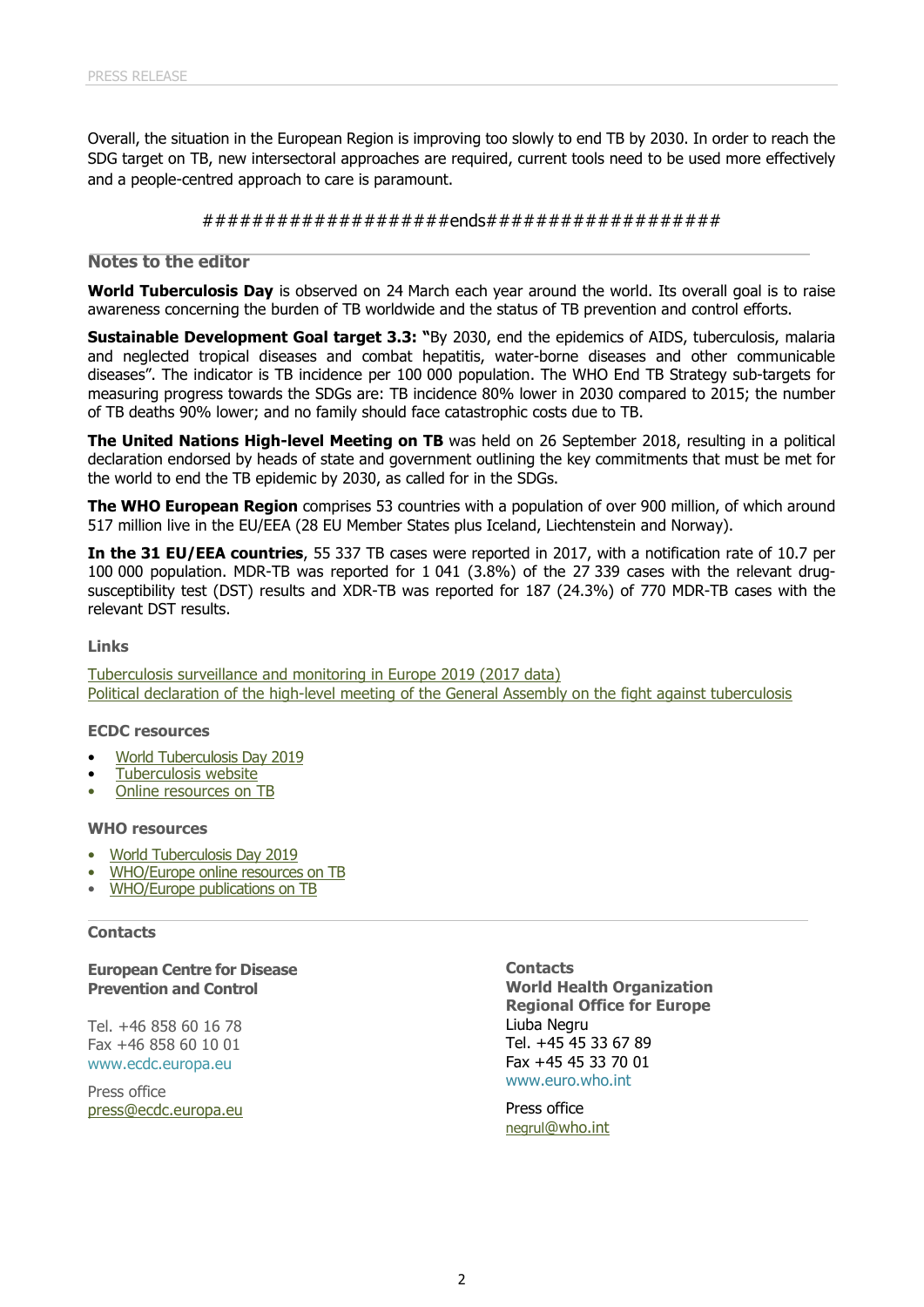Overall, the situation in the European Region is improving too slowly to end TB by 2030. In order to reach the SDG target on TB, new intersectoral approaches are required, current tools need to be used more effectively and a people-centred approach to care is paramount.

###################ends##################

## Notes to the editor

**World Tuberculosis Day** is observed on 24 March each year around the world. Its overall goal is to raise awareness concerning the burden of TB worldwide and the status of TB prevention and control efforts.

**Sustainable Development Goal target 3.3: "**By 2030, end the epidemics of AIDS, tuberculosis, malaria and neglected tropical diseases and combat hepatitis, water-borne diseases and other communicable diseases". The indicator is TB incidence per 100 000 population. The WHO End TB Strategy sub-targets for measuring progress towards the SDGs are: TB incidence 80% lower in 2030 compared to 2015; the number of TB deaths 90% lower; and no family should face catastrophic costs due to TB.

**The United Nations High-level Meeting on TB** was held on 26 September 2018, resulting in a political declaration endorsed by heads of state and government outlining the key commitments that must be met for the world to end the TB epidemic by 2030, as called for in the SDGs.

**The WHO European Region** comprises 53 countries with a population of over 900 million, of which around 517 million live in the EU/EEA (28 EU Member States plus Iceland, Liechtenstein and Norway).

**In the 31 EU/EEA countries**, 55 337 TB cases were reported in 2017, with a notification rate of 10.7 per 100 000 population. MDR-TB was reported for 1 041 (3.8%) of the 27 339 cases with the relevant drug-susceptibility test (DST) results and XDR-TB was reported for 187 (24.3%) of 770 MDR-TB cases with the relevant DST results.

### Links

Tuberculosis surveillance and monitoring in Europe 2019 (2017 data)
Political declaration of the high-level meeting of the General Assembly on the fight against tuberculosis

### ECDC resources

- World Tuberculosis Day 2019
- Tuberculosis website
- Online resources on TB

### WHO resources

- World Tuberculosis Day 2019
- WHO/Europe online resources on TB
- WHO/Europe publications on TB

## Contacts

**European Centre for Disease Prevention and Control**

Tel. +46 858 60 16 78
Fax +46 858 60 10 01
www.ecdc.europa.eu

Press office
press@ecdc.europa.eu

**Contacts**
**World Health Organization Regional Office for Europe**
Liuba Negru
Tel. +45 45 33 67 89
Fax +45 45 33 70 01
www.euro.who.int

Press office
negrul@who.int